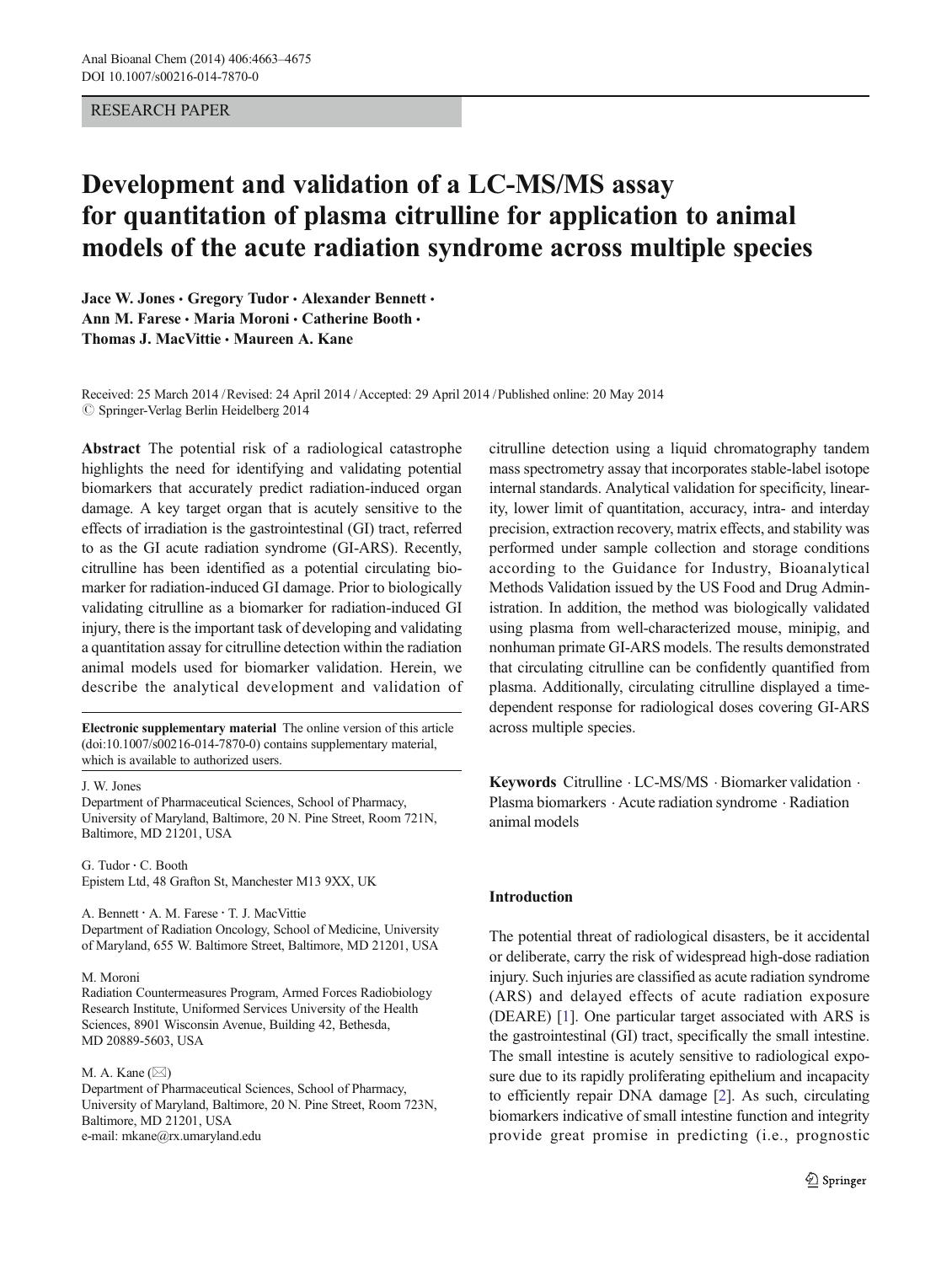RESEARCH PAPER

# Development and validation of a LC-MS/MS assay for quantitation of plasma citrulline for application to animal models of the acute radiation syndrome across multiple species

**Jace W. Jones · Gregory Tudor · Alexander Bennett · Ann M. Farese · Maria Moroni · Catherine Booth · Thomas J. MacVittie · Maureen A. Kane**

Received: 25 March 2014 / Revised: 24 April 2014 / Accepted: 29 April 2014 / Published online: 20 May 2014
© Springer-Verlag Berlin Heidelberg 2014

**Abstract** The potential risk of a radiological catastrophe highlights the need for identifying and validating potential biomarkers that accurately predict radiation-induced organ damage. A key target organ that is acutely sensitive to the effects of irradiation is the gastrointestinal (GI) tract, referred to as the GI acute radiation syndrome (GI-ARS). Recently, citrulline has been identified as a potential circulating biomarker for radiation-induced GI damage. Prior to biologically validating citrulline as a biomarker for radiation-induced GI injury, there is the important task of developing and validating a quantitation assay for citrulline detection within the radiation animal models used for biomarker validation. Herein, we describe the analytical development and validation of citrulline detection using a liquid chromatography tandem mass spectrometry assay that incorporates stable-label isotope internal standards. Analytical validation for specificity, linearity, lower limit of quantitation, accuracy, intra- and interday precision, extraction recovery, matrix effects, and stability was performed under sample collection and storage conditions according to the Guidance for Industry, Bioanalytical Methods Validation issued by the US Food and Drug Administration. In addition, the method was biologically validated using plasma from well-characterized mouse, minipig, and nonhuman primate GI-ARS models. The results demonstrated that circulating citrulline can be confidently quantified from plasma. Additionally, circulating citrulline displayed a time-dependent response for radiological doses covering GI-ARS across multiple species.

**Keywords** Citrulline · LC-MS/MS · Biomarker validation · Plasma biomarkers · Acute radiation syndrome · Radiation animal models

**Electronic supplementary material** The online version of this article (doi:10.1007/s00216-014-7870-0) contains supplementary material, which is available to authorized users.

J. W. Jones
Department of Pharmaceutical Sciences, School of Pharmacy, University of Maryland, Baltimore, 20 N. Pine Street, Room 721N, Baltimore, MD 21201, USA

G. Tudor · C. Booth
Epistem Ltd, 48 Grafton St, Manchester M13 9XX, UK

A. Bennett · A. M. Farese · T. J. MacVittie
Department of Radiation Oncology, School of Medicine, University of Maryland, 655 W. Baltimore Street, Baltimore, MD 21201, USA

M. Moroni
Radiation Countermeasures Program, Armed Forces Radiobiology Research Institute, Uniformed Services University of the Health Sciences, 8901 Wisconsin Avenue, Building 42, Bethesda, MD 20889-5603, USA

M. A. Kane (✉)
Department of Pharmaceutical Sciences, School of Pharmacy, University of Maryland, Baltimore, 20 N. Pine Street, Room 723N, Baltimore, MD 21201, USA
e-mail: mkane@rx.umaryland.edu

## Introduction

The potential threat of radiological disasters, be it accidental or deliberate, carry the risk of widespread high-dose radiation injury. Such injuries are classified as acute radiation syndrome (ARS) and delayed effects of acute radiation exposure (DEARE) [1]. One particular target associated with ARS is the gastrointestinal (GI) tract, specifically the small intestine. The small intestine is acutely sensitive to radiological exposure due to its rapidly proliferating epithelium and incapacity to efficiently repair DNA damage [2]. As such, circulating biomarkers indicative of small intestine function and integrity provide great promise in predicting (i.e., prognostic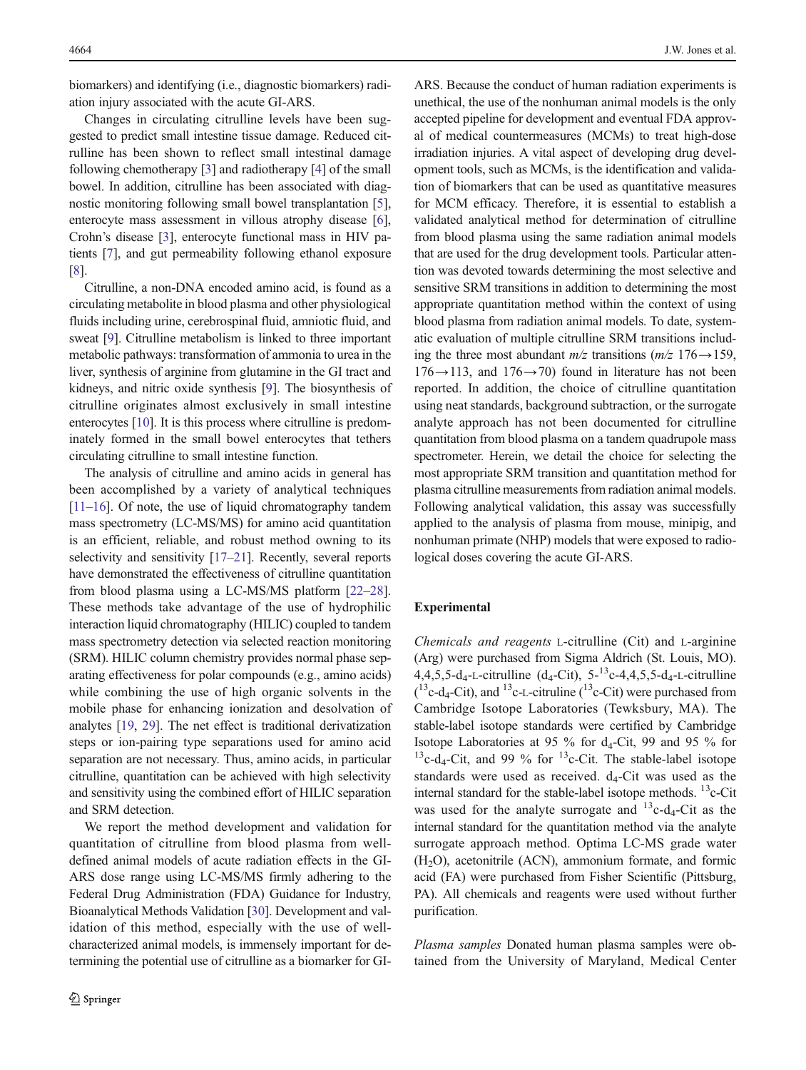biomarkers) and identifying (i.e., diagnostic biomarkers) radiation injury associated with the acute GI-ARS.

Changes in circulating citrulline levels have been suggested to predict small intestine tissue damage. Reduced citrulline has been shown to reflect small intestinal damage following chemotherapy [3] and radiotherapy [4] of the small bowel. In addition, citrulline has been associated with diagnostic monitoring following small bowel transplantation [5], enterocyte mass assessment in villous atrophy disease [6], Crohn's disease [3], enterocyte functional mass in HIV patients [7], and gut permeability following ethanol exposure [8].

Citrulline, a non-DNA encoded amino acid, is found as a circulating metabolite in blood plasma and other physiological fluids including urine, cerebrospinal fluid, amniotic fluid, and sweat [9]. Citrulline metabolism is linked to three important metabolic pathways: transformation of ammonia to urea in the liver, synthesis of arginine from glutamine in the GI tract and kidneys, and nitric oxide synthesis [9]. The biosynthesis of citrulline originates almost exclusively in small intestine enterocytes [10]. It is this process where citrulline is predominately formed in the small bowel enterocytes that tethers circulating citrulline to small intestine function.

The analysis of citrulline and amino acids in general has been accomplished by a variety of analytical techniques [11–16]. Of note, the use of liquid chromatography tandem mass spectrometry (LC-MS/MS) for amino acid quantitation is an efficient, reliable, and robust method owning to its selectivity and sensitivity [17–21]. Recently, several reports have demonstrated the effectiveness of citrulline quantitation from blood plasma using a LC-MS/MS platform [22–28]. These methods take advantage of the use of hydrophilic interaction liquid chromatography (HILIC) coupled to tandem mass spectrometry detection via selected reaction monitoring (SRM). HILIC column chemistry provides normal phase separating effectiveness for polar compounds (e.g., amino acids) while combining the use of high organic solvents in the mobile phase for enhancing ionization and desolvation of analytes [19, 29]. The net effect is traditional derivatization steps or ion-pairing type separations used for amino acid separation are not necessary. Thus, amino acids, in particular citrulline, quantitation can be achieved with high selectivity and sensitivity using the combined effort of HILIC separation and SRM detection.

We report the method development and validation for quantitation of citrulline from blood plasma from well-defined animal models of acute radiation effects in the GI-ARS dose range using LC-MS/MS firmly adhering to the Federal Drug Administration (FDA) Guidance for Industry, Bioanalytical Methods Validation [30]. Development and validation of this method, especially with the use of well-characterized animal models, is immensely important for determining the potential use of citrulline as a biomarker for GI-ARS. Because the conduct of human radiation experiments is unethical, the use of the nonhuman animal models is the only accepted pipeline for development and eventual FDA approval of medical countermeasures (MCMs) to treat high-dose irradiation injuries. A vital aspect of developing drug development tools, such as MCMs, is the identification and validation of biomarkers that can be used as quantitative measures for MCM efficacy. Therefore, it is essential to establish a validated analytical method for determination of citrulline from blood plasma using the same radiation animal models that are used for the drug development tools. Particular attention was devoted towards determining the most selective and sensitive SRM transitions in addition to determining the most appropriate quantitation method within the context of using blood plasma from radiation animal models. To date, systematic evaluation of multiple citrulline SRM transitions including the three most abundant *m/z* transitions (*m/z* 176→159, 176→113, and 176→70) found in literature has not been reported. In addition, the choice of citrulline quantitation using neat standards, background subtraction, or the surrogate analyte approach has not been documented for citrulline quantitation from blood plasma on a tandem quadrupole mass spectrometer. Herein, we detail the choice for selecting the most appropriate SRM transition and quantitation method for plasma citrulline measurements from radiation animal models. Following analytical validation, this assay was successfully applied to the analysis of plasma from mouse, minipig, and nonhuman primate (NHP) models that were exposed to radiological doses covering the acute GI-ARS.

## Experimental

*Chemicals and reagents* L-citrulline (Cit) and L-arginine (Arg) were purchased from Sigma Aldrich (St. Louis, MO). 4,4,5,5-$d_4$-L-citrulline ($d_4$-Cit), 5-$^{13}$c-4,4,5,5-$d_4$-L-citrulline ($^{13}$c-$d_4$-Cit), and $^{13}$c-L-citruline ($^{13}$c-Cit) were purchased from Cambridge Isotope Laboratories (Tewksbury, MA). The stable-label isotope standards were certified by Cambridge Isotope Laboratories at 95 % for $d_4$-Cit, 99 and 95 % for $^{13}$c-$d_4$-Cit, and 99 % for $^{13}$c-Cit. The stable-label isotope standards were used as received. $d_4$-Cit was used as the internal standard for the stable-label isotope methods. $^{13}$c-Cit was used for the analyte surrogate and $^{13}$c-$d_4$-Cit as the internal standard for the quantitation method via the analyte surrogate approach method. Optima LC-MS grade water ($H_2O$), acetonitrile (ACN), ammonium formate, and formic acid (FA) were purchased from Fisher Scientific (Pittsburg, PA). All chemicals and reagents were used without further purification.

*Plasma samples* Donated human plasma samples were obtained from the University of Maryland, Medical Center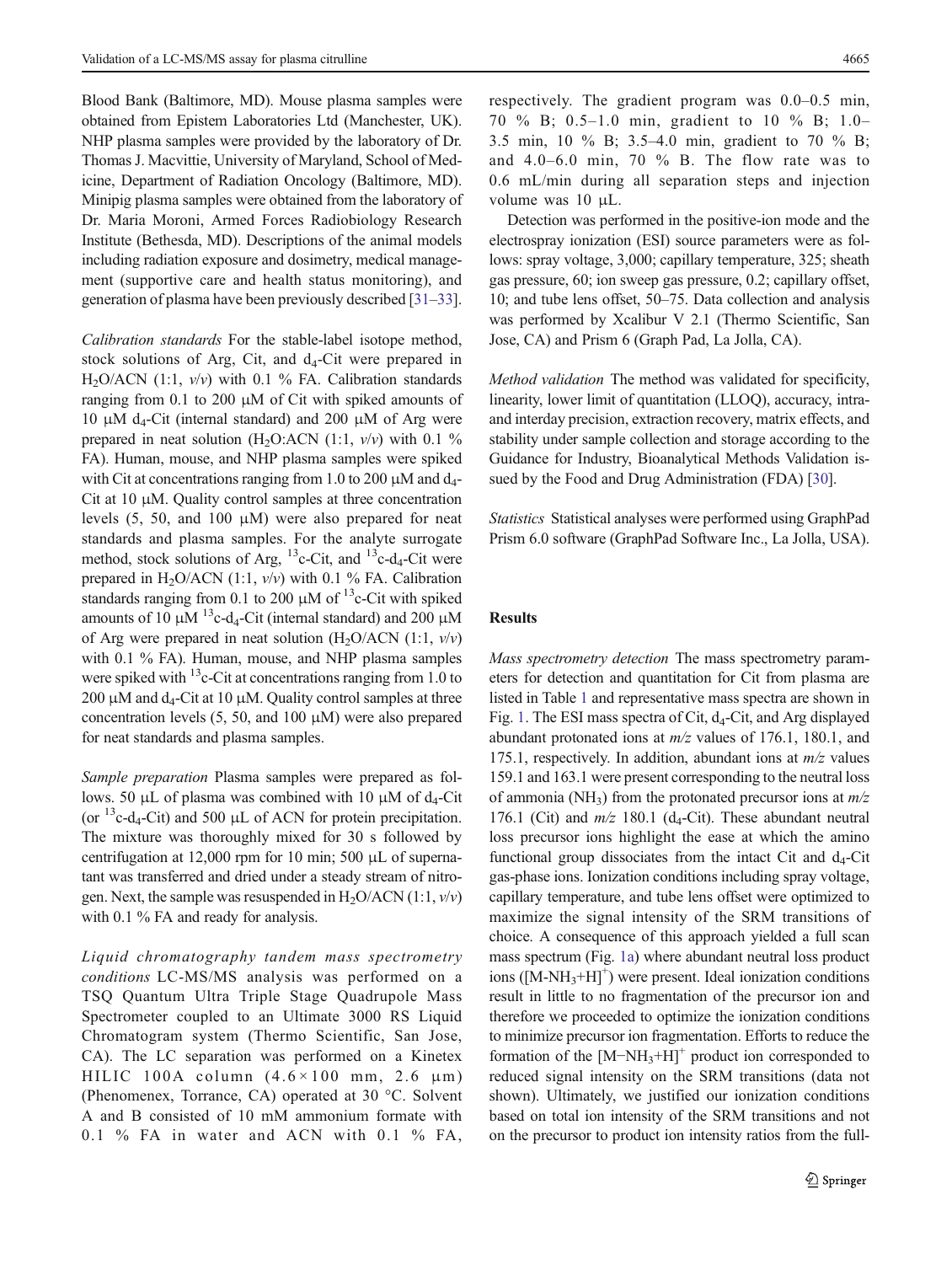Blood Bank (Baltimore, MD). Mouse plasma samples were obtained from Epistem Laboratories Ltd (Manchester, UK). NHP plasma samples were provided by the laboratory of Dr. Thomas J. Macvittie, University of Maryland, School of Medicine, Department of Radiation Oncology (Baltimore, MD). Minipig plasma samples were obtained from the laboratory of Dr. Maria Moroni, Armed Forces Radiobiology Research Institute (Bethesda, MD). Descriptions of the animal models including radiation exposure and dosimetry, medical management (supportive care and health status monitoring), and generation of plasma have been previously described [31–33].

*Calibration standards* For the stable-label isotope method, stock solutions of Arg, Cit, and $d_4$-Cit were prepared in $H_2O$/ACN (1:1, *v/v*) with 0.1 % FA. Calibration standards ranging from 0.1 to 200 μM of Cit with spiked amounts of 10 μM $d_4$-Cit (internal standard) and 200 μM of Arg were prepared in neat solution ($H_2O$:ACN (1:1, *v/v*) with 0.1 % FA). Human, mouse, and NHP plasma samples were spiked with Cit at concentrations ranging from 1.0 to 200 μM and $d_4$-Cit at 10 μM. Quality control samples at three concentration levels (5, 50, and 100 μM) were also prepared for neat standards and plasma samples. For the analyte surrogate method, stock solutions of Arg, $^{13}$c-Cit, and $^{13}$c-$d_4$-Cit were prepared in $H_2O$/ACN (1:1, *v/v*) with 0.1 % FA. Calibration standards ranging from 0.1 to 200 μM of $^{13}$c-Cit with spiked amounts of 10 μM $^{13}$c-$d_4$-Cit (internal standard) and 200 μM of Arg were prepared in neat solution ($H_2O$/ACN (1:1, *v/v*) with 0.1 % FA). Human, mouse, and NHP plasma samples were spiked with $^{13}$c-Cit at concentrations ranging from 1.0 to 200 μM and $d_4$-Cit at 10 μM. Quality control samples at three concentration levels (5, 50, and 100 μM) were also prepared for neat standards and plasma samples.

*Sample preparation* Plasma samples were prepared as follows. 50 μL of plasma was combined with 10 μM of $d_4$-Cit (or $^{13}$c-$d_4$-Cit) and 500 μL of ACN for protein precipitation. The mixture was thoroughly mixed for 30 s followed by centrifugation at 12,000 rpm for 10 min; 500 μL of supernatant was transferred and dried under a steady stream of nitrogen. Next, the sample was resuspended in $H_2O$/ACN (1:1, *v/v*) with 0.1 % FA and ready for analysis.

*Liquid chromatography tandem mass spectrometry conditions* LC-MS/MS analysis was performed on a TSQ Quantum Ultra Triple Stage Quadrupole Mass Spectrometer coupled to an Ultimate 3000 RS Liquid Chromatogram system (Thermo Scientific, San Jose, CA). The LC separation was performed on a Kinetex HILIC 100A column (4.6 × 100 mm, 2.6 μm) (Phenomenex, Torrance, CA) operated at 30 °C. Solvent A and B consisted of 10 mM ammonium formate with 0.1 % FA in water and ACN with 0.1 % FA, respectively. The gradient program was 0.0–0.5 min, 70 % B; 0.5–1.0 min, gradient to 10 % B; 1.0–3.5 min, 10 % B; 3.5–4.0 min, gradient to 70 % B; and 4.0–6.0 min, 70 % B. The flow rate was to 0.6 mL/min during all separation steps and injection volume was 10 μL.

Detection was performed in the positive-ion mode and the electrospray ionization (ESI) source parameters were as follows: spray voltage, 3,000; capillary temperature, 325; sheath gas pressure, 60; ion sweep gas pressure, 0.2; capillary offset, 10; and tube lens offset, 50–75. Data collection and analysis was performed by Xcalibur V 2.1 (Thermo Scientific, San Jose, CA) and Prism 6 (Graph Pad, La Jolla, CA).

*Method validation* The method was validated for specificity, linearity, lower limit of quantitation (LLOQ), accuracy, intra- and interday precision, extraction recovery, matrix effects, and stability under sample collection and storage according to the Guidance for Industry, Bioanalytical Methods Validation issued by the Food and Drug Administration (FDA) [30].

*Statistics* Statistical analyses were performed using GraphPad Prism 6.0 software (GraphPad Software Inc., La Jolla, USA).

## Results

*Mass spectrometry detection* The mass spectrometry parameters for detection and quantitation for Cit from plasma are listed in Table 1 and representative mass spectra are shown in Fig. 1. The ESI mass spectra of Cit, $d_4$-Cit, and Arg displayed abundant protonated ions at *m/z* values of 176.1, 180.1, and 175.1, respectively. In addition, abundant ions at *m/z* values 159.1 and 163.1 were present corresponding to the neutral loss of ammonia ($NH_3$) from the protonated precursor ions at *m/z* 176.1 (Cit) and *m/z* 180.1 ($d_4$-Cit). These abundant neutral loss precursor ions highlight the ease at which the amino functional group dissociates from the intact Cit and $d_4$-Cit gas-phase ions. Ionization conditions including spray voltage, capillary temperature, and tube lens offset were optimized to maximize the signal intensity of the SRM transitions of choice. A consequence of this approach yielded a full scan mass spectrum (Fig. 1a) where abundant neutral loss product ions ($[M\text{-}NH_3+H]^+$) were present. Ideal ionization conditions result in little to no fragmentation of the precursor ion and therefore we proceeded to optimize the ionization conditions to minimize precursor ion fragmentation. Efforts to reduce the formation of the $[M-NH_3+H]^+$ product ion corresponded to reduced signal intensity on the SRM transitions (data not shown). Ultimately, we justified our ionization conditions based on total ion intensity of the SRM transitions and not on the precursor to product ion intensity ratios from the full-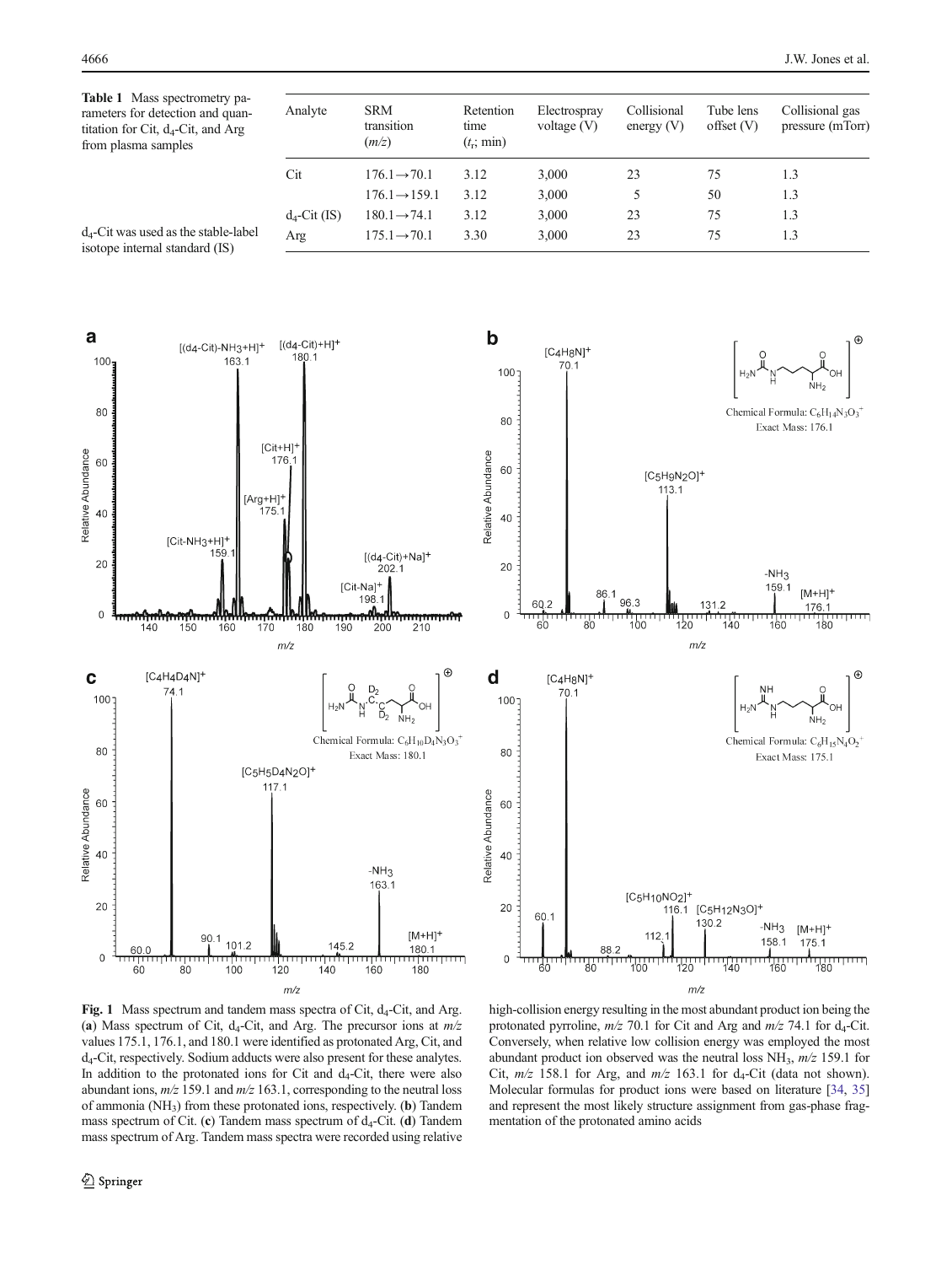**Table 1** Mass spectrometry parameters for detection and quantitation for Cit, $d_4$-Cit, and Arg from plasma samples

| Analyte | SRM transition ($m/z$) | Retention time ($t_r$; min) | Electrospray voltage (V) | Collisional energy (V) | Tube lens offset (V) | Collisional gas pressure (mTorr) |
|---|---|---|---|---|---|---|
| Cit | 176.1→70.1 | 3.12 | 3,000 | 23 | 75 | 1.3 |
| | 176.1→159.1 | 3.12 | 3,000 | 5 | 50 | 1.3 |
| $d_4$-Cit (IS) | 180.1→74.1 | 3.12 | 3,000 | 23 | 75 | 1.3 |
| Arg | 175.1→70.1 | 3.30 | 3,000 | 23 | 75 | 1.3 |

$d_4$-Cit was used as the stable-label isotope internal standard (IS)

**Fig. 1** Mass spectrum and tandem mass spectra of Cit, $d_4$-Cit, and Arg. (**a**) Mass spectrum of Cit, $d_4$-Cit, and Arg. The precursor ions at *m/z* values 175.1, 176.1, and 180.1 were identified as protonated Arg, Cit, and $d_4$-Cit, respectively. Sodium adducts were also present for these analytes. In addition to the protonated ions for Cit and $d_4$-Cit, there were also abundant ions, *m/z* 159.1 and *m/z* 163.1, corresponding to the neutral loss of ammonia ($NH_3$) from these protonated ions, respectively. (**b**) Tandem mass spectrum of Cit. (**c**) Tandem mass spectrum of $d_4$-Cit. (**d**) Tandem mass spectrum of Arg. Tandem mass spectra were recorded using relative high-collision energy resulting in the most abundant product ion being the protonated pyrroline, *m/z* 70.1 for Cit and Arg and *m/z* 74.1 for $d_4$-Cit. Conversely, when relative low collision energy was employed the most abundant product ion observed was the neutral loss $NH_3$, *m/z* 159.1 for Cit, *m/z* 158.1 for Arg, and *m/z* 163.1 for $d_4$-Cit (data not shown). Molecular formulas for product ions were based on literature [34, 35] and represent the most likely structure assignment from gas-phase fragmentation of the protonated amino acids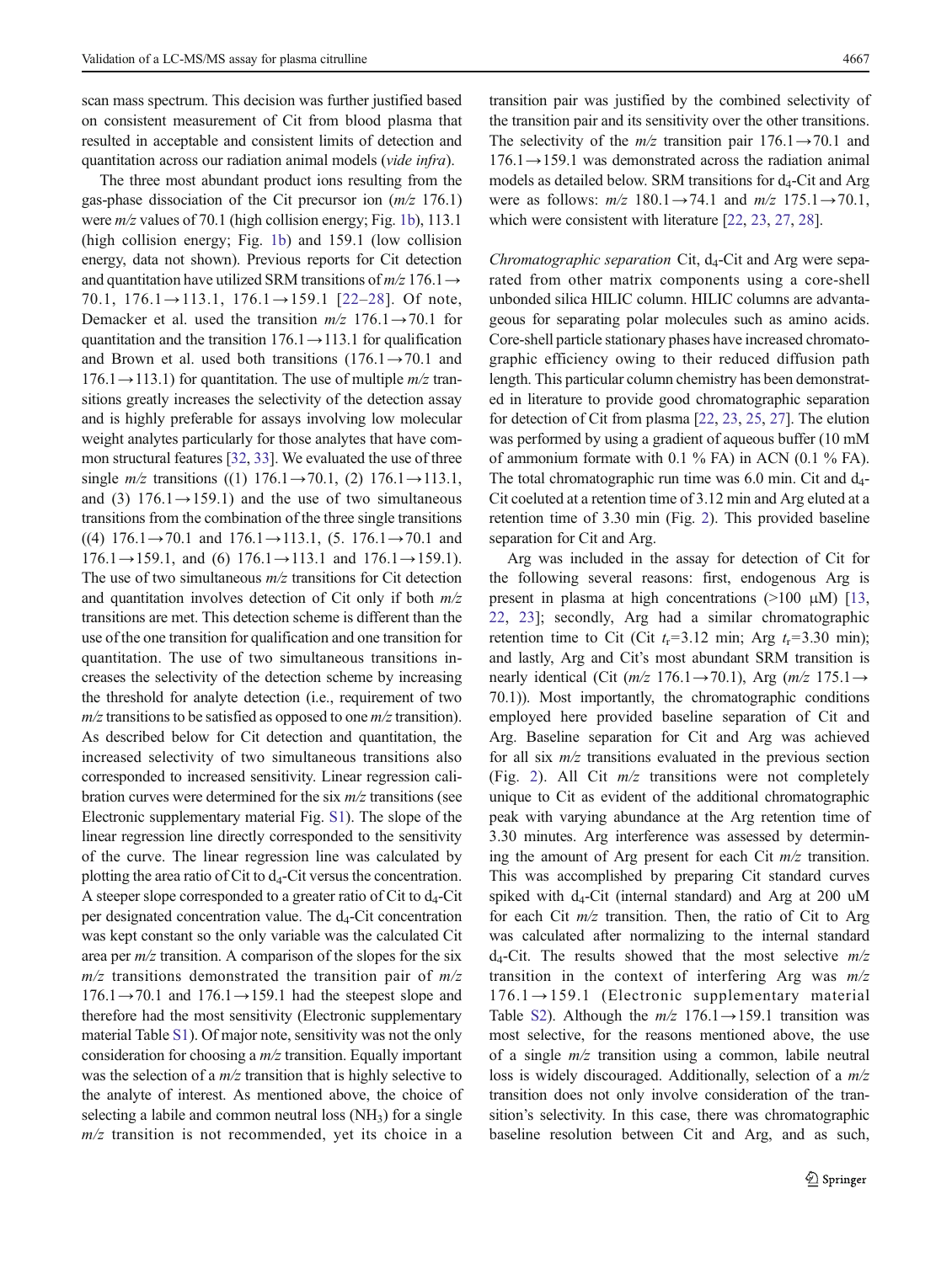scan mass spectrum. This decision was further justified based on consistent measurement of Cit from blood plasma that resulted in acceptable and consistent limits of detection and quantitation across our radiation animal models (*vide infra*).

The three most abundant product ions resulting from the gas-phase dissociation of the Cit precursor ion (*m/z* 176.1) were *m/z* values of 70.1 (high collision energy; Fig. 1b), 113.1 (high collision energy; Fig. 1b) and 159.1 (low collision energy, data not shown). Previous reports for Cit detection and quantitation have utilized SRM transitions of *m/z* 176.1→70.1, 176.1→113.1, 176.1→159.1 [22–28]. Of note, Demacker et al. used the transition *m/z* 176.1→70.1 for quantitation and the transition 176.1→113.1 for qualification and Brown et al. used both transitions (176.1→70.1 and 176.1→113.1) for quantitation. The use of multiple *m/z* transitions greatly increases the selectivity of the detection assay and is highly preferable for assays involving low molecular weight analytes particularly for those analytes that have common structural features [32, 33]. We evaluated the use of three single *m/z* transitions ((1) 176.1→70.1, (2) 176.1→113.1, and (3) 176.1→159.1) and the use of two simultaneous transitions from the combination of the three single transitions ((4) 176.1→70.1 and 176.1→113.1, (5. 176.1→70.1 and 176.1→159.1, and (6) 176.1→113.1 and 176.1→159.1). The use of two simultaneous *m/z* transitions for Cit detection and quantitation involves detection of Cit only if both *m/z* transitions are met. This detection scheme is different than the use of the one transition for qualification and one transition for quantitation. The use of two simultaneous transitions increases the selectivity of the detection scheme by increasing the threshold for analyte detection (i.e., requirement of two *m/z* transitions to be satisfied as opposed to one *m/z* transition). As described below for Cit detection and quantitation, the increased selectivity of two simultaneous transitions also corresponded to increased sensitivity. Linear regression calibration curves were determined for the six *m/z* transitions (see Electronic supplementary material Fig. S1). The slope of the linear regression line directly corresponded to the sensitivity of the curve. The linear regression line was calculated by plotting the area ratio of Cit to $d_4$-Cit versus the concentration. A steeper slope corresponded to a greater ratio of Cit to $d_4$-Cit per designated concentration value. The $d_4$-Cit concentration was kept constant so the only variable was the calculated Cit area per *m/z* transition. A comparison of the slopes for the six *m/z* transitions demonstrated the transition pair of *m/z* 176.1→70.1 and 176.1→159.1 had the steepest slope and therefore had the most sensitivity (Electronic supplementary material Table S1). Of major note, sensitivity was not the only consideration for choosing a *m/z* transition. Equally important was the selection of a *m/z* transition that is highly selective to the analyte of interest. As mentioned above, the choice of selecting a labile and common neutral loss ($NH_3$) for a single *m/z* transition is not recommended, yet its choice in a transition pair was justified by the combined selectivity of the transition pair and its sensitivity over the other transitions. The selectivity of the *m/z* transition pair 176.1→70.1 and 176.1→159.1 was demonstrated across the radiation animal models as detailed below. SRM transitions for $d_4$-Cit and Arg were as follows: *m/z* 180.1→74.1 and *m/z* 175.1→70.1, which were consistent with literature [22, 23, 27, 28].

*Chromatographic separation* Cit, $d_4$-Cit and Arg were separated from other matrix components using a core-shell unbonded silica HILIC column. HILIC columns are advantageous for separating polar molecules such as amino acids. Core-shell particle stationary phases have increased chromatographic efficiency owing to their reduced diffusion path length. This particular column chemistry has been demonstrated in literature to provide good chromatographic separation for detection of Cit from plasma [22, 23, 25, 27]. The elution was performed by using a gradient of aqueous buffer (10 mM of ammonium formate with 0.1 % FA) in ACN (0.1 % FA). The total chromatographic run time was 6.0 min. Cit and $d_4$-Cit coeluted at a retention time of 3.12 min and Arg eluted at a retention time of 3.30 min (Fig. 2). This provided baseline separation for Cit and Arg.

Arg was included in the assay for detection of Cit for the following several reasons: first, endogenous Arg is present in plasma at high concentrations (>100 μM) [13, 22, 23]; secondly, Arg had a similar chromatographic retention time to Cit (Cit $t_r$=3.12 min; Arg $t_r$=3.30 min); and lastly, Arg and Cit's most abundant SRM transition is nearly identical (Cit (*m/z* 176.1→70.1), Arg (*m/z* 175.1→70.1)). Most importantly, the chromatographic conditions employed here provided baseline separation of Cit and Arg. Baseline separation for Cit and Arg was achieved for all six *m/z* transitions evaluated in the previous section (Fig. 2). All Cit *m/z* transitions were not completely unique to Cit as evident of the additional chromatographic peak with varying abundance at the Arg retention time of 3.30 minutes. Arg interference was assessed by determining the amount of Arg present for each Cit *m/z* transition. This was accomplished by preparing Cit standard curves spiked with $d_4$-Cit (internal standard) and Arg at 200 uM for each Cit *m/z* transition. Then, the ratio of Cit to Arg was calculated after normalizing to the internal standard $d_4$-Cit. The results showed that the most selective *m/z* transition in the context of interfering Arg was *m/z* 176.1→159.1 (Electronic supplementary material Table S2). Although the *m/z* 176.1→159.1 transition was most selective, for the reasons mentioned above, the use of a single *m/z* transition using a common, labile neutral loss is widely discouraged. Additionally, selection of a *m/z* transition does not only involve consideration of the transition's selectivity. In this case, there was chromatographic baseline resolution between Cit and Arg, and as such,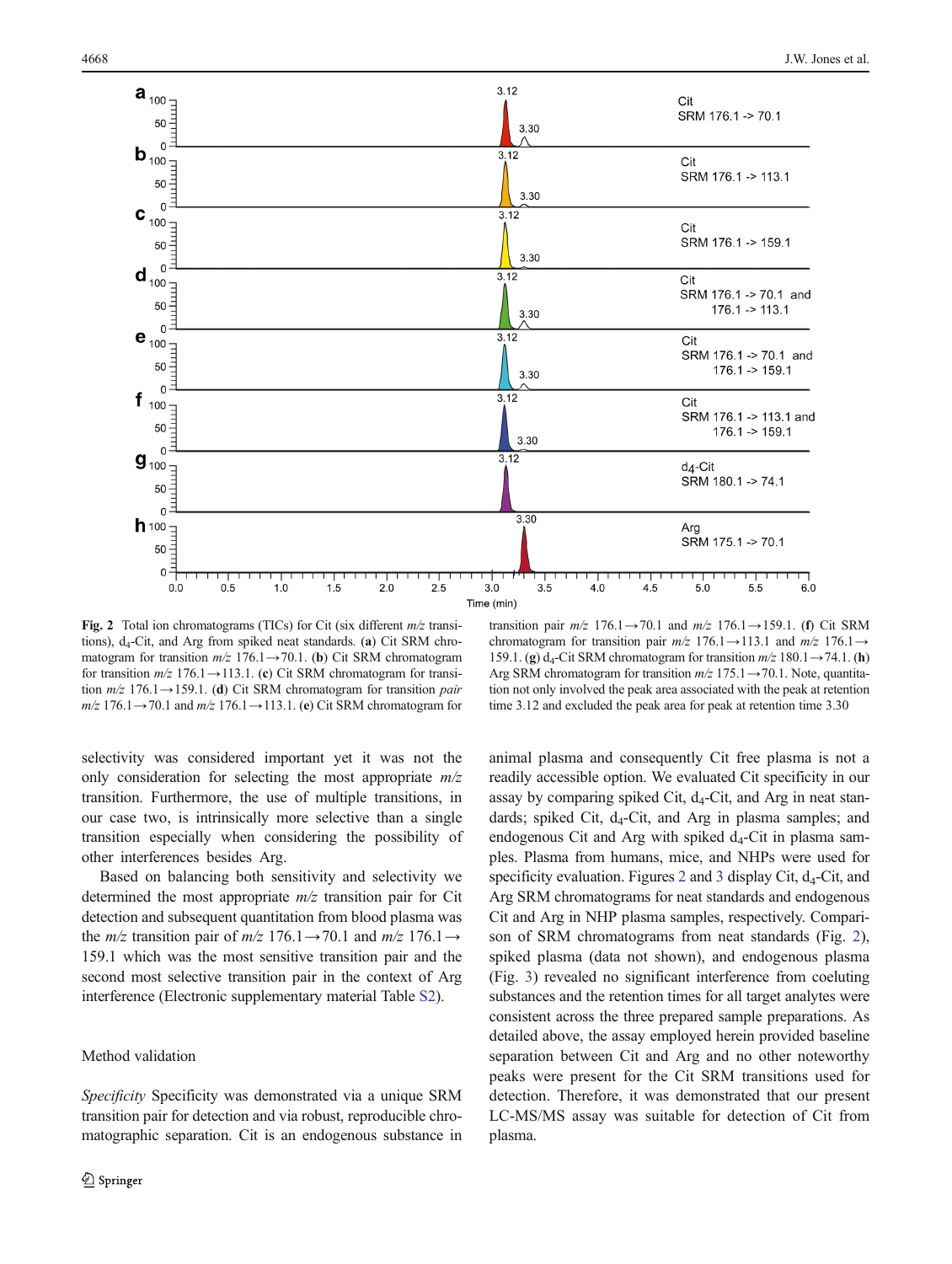Fig. 2 Total ion chromatograms (TICs) for Cit (six different *m/z* transitions), $d_4$-Cit, and Arg from spiked neat standards. (**a**) Cit SRM chromatogram for transition *m/z* 176.1→70.1. (**b**) Cit SRM chromatogram for transition *m/z* 176.1→113.1. (**c**) Cit SRM chromatogram for transition *m/z* 176.1→159.1. (**d**) Cit SRM chromatogram for transition *pair* *m/z* 176.1→70.1 and *m/z* 176.1→113.1. (**e**) Cit SRM chromatogram for transition pair *m/z* 176.1→70.1 and *m/z* 176.1→159.1. (**f**) Cit SRM chromatogram for transition pair *m/z* 176.1→113.1 and *m/z* 176.1→159.1. (**g**) $d_4$-Cit SRM chromatogram for transition *m/z* 180.1→74.1. (**h**) Arg SRM chromatogram for transition *m/z* 175.1→70.1. Note, quantitation not only involved the peak area associated with the peak at retention time 3.12 and excluded the peak area for peak at retention time 3.30

selectivity was considered important yet it was not the only consideration for selecting the most appropriate *m/z* transition. Furthermore, the use of multiple transitions, in our case two, is intrinsically more selective than a single transition especially when considering the possibility of other interferences besides Arg.

Based on balancing both sensitivity and selectivity we determined the most appropriate *m/z* transition pair for Cit detection and subsequent quantitation from blood plasma was the *m/z* transition pair of *m/z* 176.1→70.1 and *m/z* 176.1→159.1 which was the most sensitive transition pair and the second most selective transition pair in the context of Arg interference (Electronic supplementary material Table S2).

## Method validation

*Specificity* Specificity was demonstrated via a unique SRM transition pair for detection and via robust, reproducible chromatographic separation. Cit is an endogenous substance in animal plasma and consequently Cit free plasma is not a readily accessible option. We evaluated Cit specificity in our assay by comparing spiked Cit, $d_4$-Cit, and Arg in neat standards; spiked Cit, $d_4$-Cit, and Arg in plasma samples; and endogenous Cit and Arg with spiked $d_4$-Cit in plasma samples. Plasma from humans, mice, and NHPs were used for specificity evaluation. Figures 2 and 3 display Cit, $d_4$-Cit, and Arg SRM chromatograms for neat standards and endogenous Cit and Arg in NHP plasma samples, respectively. Comparison of SRM chromatograms from neat standards (Fig. 2), spiked plasma (data not shown), and endogenous plasma (Fig. 3) revealed no significant interference from coeluting substances and the retention times for all target analytes were consistent across the three prepared sample preparations. As detailed above, the assay employed herein provided baseline separation between Cit and Arg and no other noteworthy peaks were present for the Cit SRM transitions used for detection. Therefore, it was demonstrated that our present LC-MS/MS assay was suitable for detection of Cit from plasma.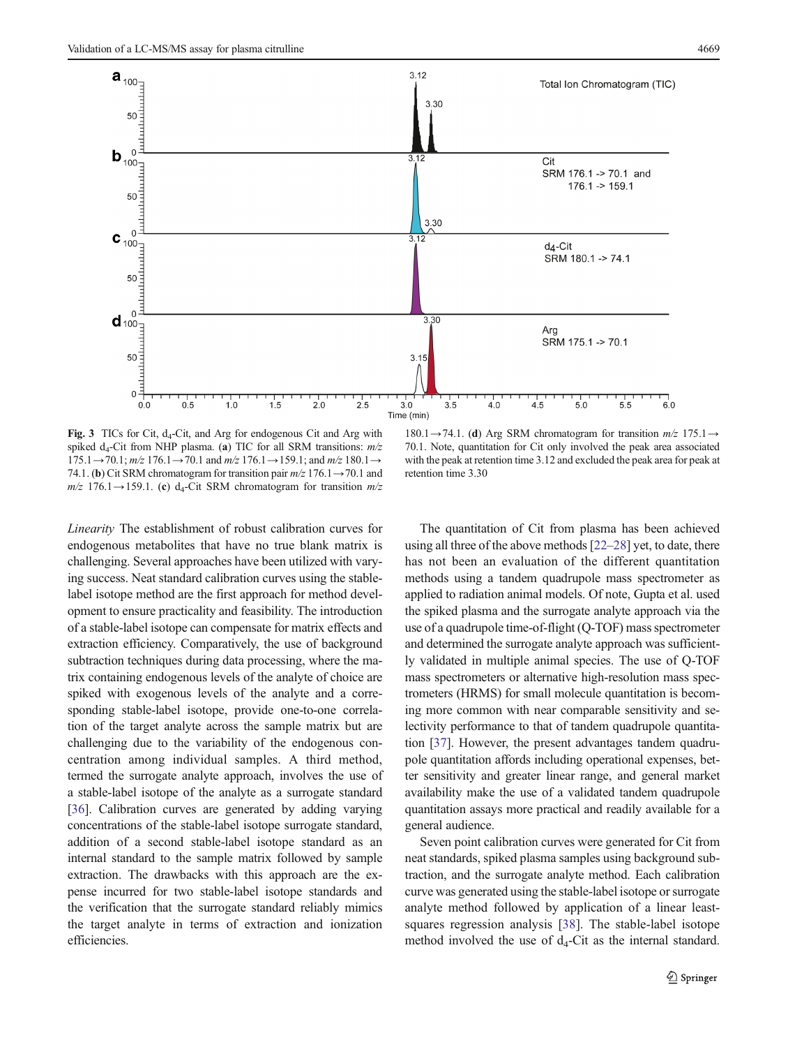**Fig. 3** TICs for Cit, $d_4$-Cit, and Arg for endogenous Cit and Arg with spiked $d_4$-Cit from NHP plasma. (**a**) TIC for all SRM transitions: *m/z* 175.1→70.1; *m/z* 176.1→70.1 and *m/z* 176.1→159.1; and *m/z* 180.1→74.1. (**b**) Cit SRM chromatogram for transition pair *m/z* 176.1→70.1 and *m/z* 176.1→159.1. (**c**) $d_4$-Cit SRM chromatogram for transition *m/z* 180.1→74.1. (**d**) Arg SRM chromatogram for transition *m/z* 175.1→70.1. Note, quantitation for Cit only involved the peak area associated with the peak at retention time 3.12 and excluded the peak area for peak at retention time 3.30

*Linearity* The establishment of robust calibration curves for endogenous metabolites that have no true blank matrix is challenging. Several approaches have been utilized with varying success. Neat standard calibration curves using the stable-label isotope method are the first approach for method development to ensure practicality and feasibility. The introduction of a stable-label isotope can compensate for matrix effects and extraction efficiency. Comparatively, the use of background subtraction techniques during data processing, where the matrix containing endogenous levels of the analyte of choice are spiked with exogenous levels of the analyte and a corresponding stable-label isotope, provide one-to-one correlation of the target analyte across the sample matrix but are challenging due to the variability of the endogenous concentration among individual samples. A third method, termed the surrogate analyte approach, involves the use of a stable-label isotope of the analyte as a surrogate standard [36]. Calibration curves are generated by adding varying concentrations of the stable-label isotope surrogate standard, addition of a second stable-label isotope standard as an internal standard to the sample matrix followed by sample extraction. The drawbacks with this approach are the expense incurred for two stable-label isotope standards and the verification that the surrogate standard reliably mimics the target analyte in terms of extraction and ionization efficiencies.

The quantitation of Cit from plasma has been achieved using all three of the above methods [22–28] yet, to date, there has not been an evaluation of the different quantitation methods using a tandem quadrupole mass spectrometer as applied to radiation animal models. Of note, Gupta et al. used the spiked plasma and the surrogate analyte approach via the use of a quadrupole time-of-flight (Q-TOF) mass spectrometer and determined the surrogate analyte approach was sufficiently validated in multiple animal species. The use of Q-TOF mass spectrometers or alternative high-resolution mass spectrometers (HRMS) for small molecule quantitation is becoming more common with near comparable sensitivity and selectivity performance to that of tandem quadrupole quantitation [37]. However, the present advantages tandem quadrupole quantitation affords including operational expenses, better sensitivity and greater linear range, and general market availability make the use of a validated tandem quadrupole quantitation assays more practical and readily available for a general audience.

Seven point calibration curves were generated for Cit from neat standards, spiked plasma samples using background subtraction, and the surrogate analyte method. Each calibration curve was generated using the stable-label isotope or surrogate analyte method followed by application of a linear least-squares regression analysis [38]. The stable-label isotope method involved the use of $d_4$-Cit as the internal standard.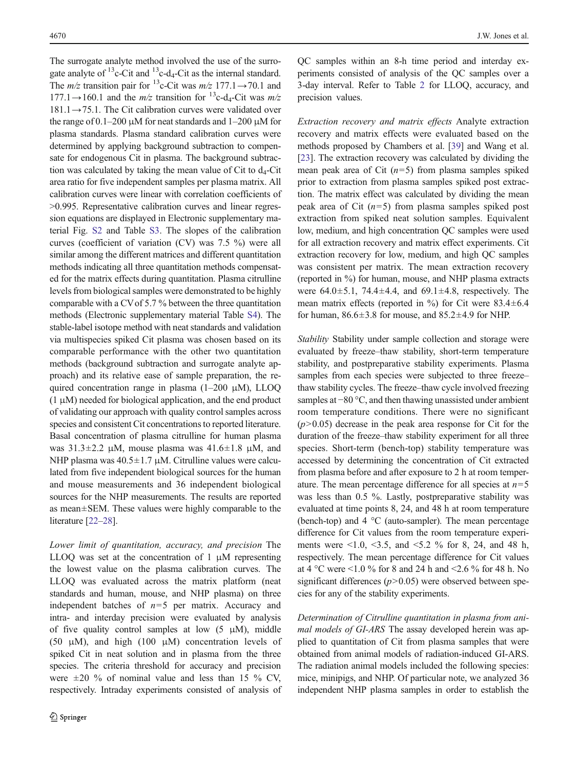The surrogate analyte method involved the use of the surrogate analyte of $^{13}$c-Cit and $^{13}$c-$d_4$-Cit as the internal standard. The *m/z* transition pair for $^{13}$c-Cit was *m/z* 177.1→70.1 and 177.1→160.1 and the *m/z* transition for $^{13}$c-$d_4$-Cit was *m/z* 181.1→75.1. The Cit calibration curves were validated over the range of 0.1–200 μM for neat standards and 1–200 μM for plasma standards. Plasma standard calibration curves were determined by applying background subtraction to compensate for endogenous Cit in plasma. The background subtraction was calculated by taking the mean value of Cit to $d_4$-Cit area ratio for five independent samples per plasma matrix. All calibration curves were linear with correlation coefficients of >0.995. Representative calibration curves and linear regression equations are displayed in Electronic supplementary material Fig. S2 and Table S3. The slopes of the calibration curves (coefficient of variation (CV) was 7.5 %) were all similar among the different matrices and different quantitation methods indicating all three quantitation methods compensated for the matrix effects during quantitation. Plasma citrulline levels from biological samples were demonstrated to be highly comparable with a CV of 5.7 % between the three quantitation methods (Electronic supplementary material Table S4). The stable-label isotope method with neat standards and validation via multispecies spiked Cit plasma was chosen based on its comparable performance with the other two quantitation methods (background subtraction and surrogate analyte approach) and its relative ease of sample preparation, the required concentration range in plasma (1–200 μM), LLOQ (1 μM) needed for biological application, and the end product of validating our approach with quality control samples across species and consistent Cit concentrations to reported literature. Basal concentration of plasma citrulline for human plasma was 31.3±2.2 μM, mouse plasma was 41.6±1.8 μM, and NHP plasma was 40.5±1.7 μM. Citrulline values were calculated from five independent biological sources for the human and mouse measurements and 36 independent biological sources for the NHP measurements. The results are reported as mean±SEM. These values were highly comparable to the literature [22–28].

*Lower limit of quantitation, accuracy, and precision* The LLOQ was set at the concentration of 1 μM representing the lowest value on the plasma calibration curves. The LLOQ was evaluated across the matrix platform (neat standards and human, mouse, and NHP plasma) on three independent batches of $n=5$ per matrix. Accuracy and intra- and interday precision were evaluated by analysis of five quality control samples at low (5 μM), middle (50 μM), and high (100 μM) concentration levels of spiked Cit in neat solution and in plasma from the three species. The criteria threshold for accuracy and precision were ±20 % of nominal value and less than 15 % CV, respectively. Intraday experiments consisted of analysis of QC samples within an 8-h time period and interday experiments consisted of analysis of the QC samples over a 3-day interval. Refer to Table 2 for LLOQ, accuracy, and precision values.

*Extraction recovery and matrix effects* Analyte extraction recovery and matrix effects were evaluated based on the methods proposed by Chambers et al. [39] and Wang et al. [23]. The extraction recovery was calculated by dividing the mean peak area of Cit ($n=5$) from plasma samples spiked prior to extraction from plasma samples spiked post extraction. The matrix effect was calculated by dividing the mean peak area of Cit ($n=5$) from plasma samples spiked post extraction from spiked neat solution samples. Equivalent low, medium, and high concentration QC samples were used for all extraction recovery and matrix effect experiments. Cit extraction recovery for low, medium, and high QC samples was consistent per matrix. The mean extraction recovery (reported in %) for human, mouse, and NHP plasma extracts were 64.0±5.1, 74.4±4.4, and 69.1±4.8, respectively. The mean matrix effects (reported in %) for Cit were 83.4±6.4 for human, 86.6±3.8 for mouse, and 85.2±4.9 for NHP.

*Stability* Stability under sample collection and storage were evaluated by freeze–thaw stability, short-term temperature stability, and postpreparative stability experiments. Plasma samples from each species were subjected to three freeze–thaw stability cycles. The freeze–thaw cycle involved freezing samples at −80 °C, and then thawing unassisted under ambient room temperature conditions. There were no significant ($p>0.05$) decrease in the peak area response for Cit for the duration of the freeze–thaw stability experiment for all three species. Short-term (bench-top) stability temperature was accessed by determining the concentration of Cit extracted from plasma before and after exposure to 2 h at room temperature. The mean percentage difference for all species at $n=5$ was less than 0.5 %. Lastly, postpreparative stability was evaluated at time points 8, 24, and 48 h at room temperature (bench-top) and 4 °C (auto-sampler). The mean percentage difference for Cit values from the room temperature experiments were <1.0, <3.5, and <5.2 % for 8, 24, and 48 h, respectively. The mean percentage difference for Cit values at 4 °C were <1.0 % for 8 and 24 h and <2.6 % for 48 h. No significant differences ($p>0.05$) were observed between species for any of the stability experiments.

*Determination of Citrulline quantitation in plasma from animal models of GI-ARS* The assay developed herein was applied to quantitation of Cit from plasma samples that were obtained from animal models of radiation-induced GI-ARS. The radiation animal models included the following species: mice, minipigs, and NHP. Of particular note, we analyzed 36 independent NHP plasma samples in order to establish the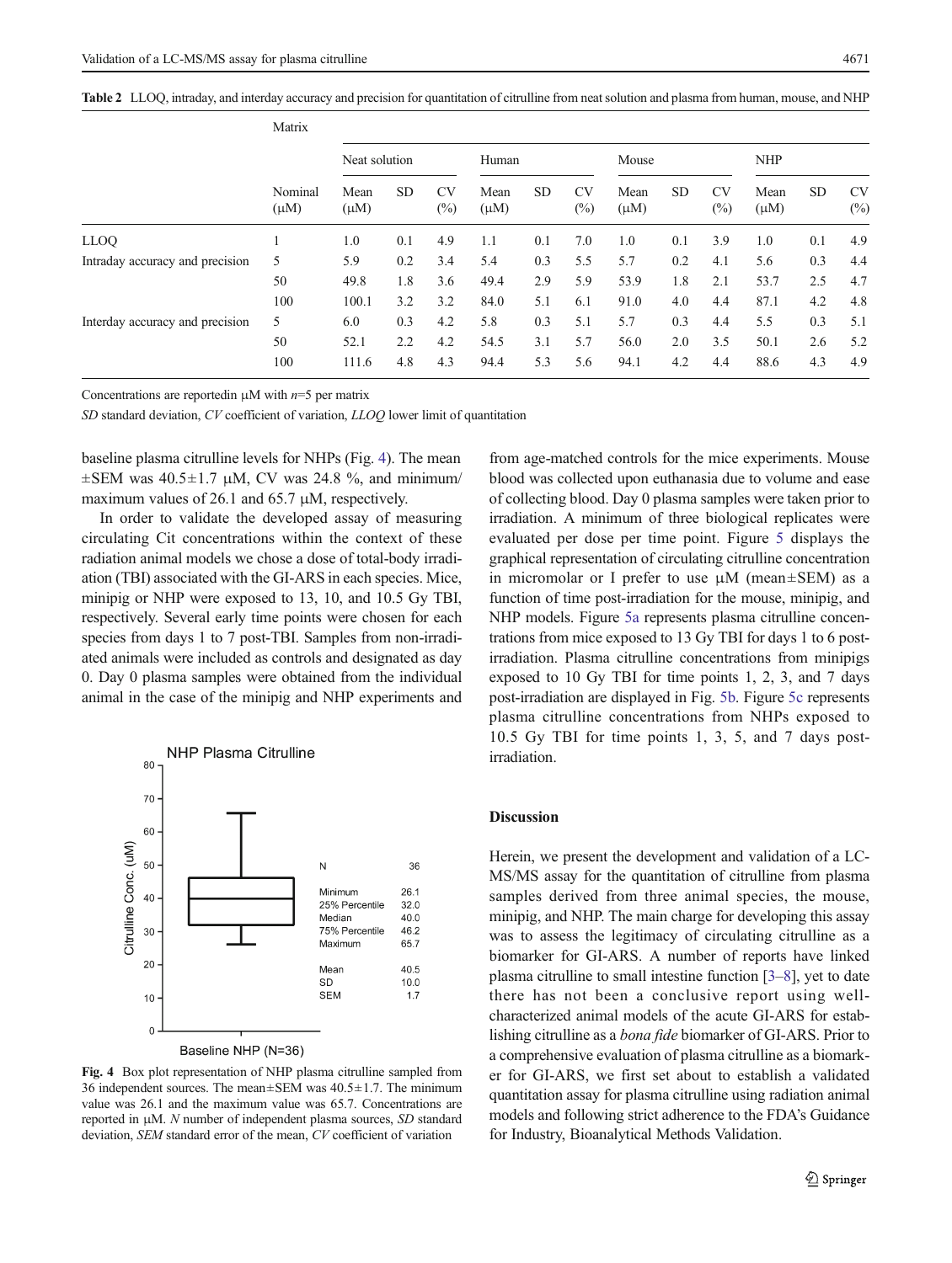**Table 2** LLOQ, intraday, and interday accuracy and precision for quantitation of citrulline from neat solution and plasma from human, mouse, and NHP

| | Matrix | | | | | | | | | | | | |
|---|---|---|---|---|---|---|---|---|---|---|---|---|---|
| | | Neat solution | | | Human | | | Mouse | | | NHP | | |
| | Nominal (μM) | Mean (μM) | SD | CV (%) | Mean (μM) | SD | CV (%) | Mean (μM) | SD | CV (%) | Mean (μM) | SD | CV (%) |
| LLOQ | 1 | 1.0 | 0.1 | 4.9 | 1.1 | 0.1 | 7.0 | 1.0 | 0.1 | 3.9 | 1.0 | 0.1 | 4.9 |
| Intraday accuracy and precision | 5 | 5.9 | 0.2 | 3.4 | 5.4 | 0.3 | 5.5 | 5.7 | 0.2 | 4.1 | 5.6 | 0.3 | 4.4 |
| | 50 | 49.8 | 1.8 | 3.6 | 49.4 | 2.9 | 5.9 | 53.9 | 1.8 | 2.1 | 53.7 | 2.5 | 4.7 |
| | 100 | 100.1 | 3.2 | 3.2 | 84.0 | 5.1 | 6.1 | 91.0 | 4.0 | 4.4 | 87.1 | 4.2 | 4.8 |
| Interday accuracy and precision | 5 | 6.0 | 0.3 | 4.2 | 5.8 | 0.3 | 5.1 | 5.7 | 0.3 | 4.4 | 5.5 | 0.3 | 5.1 |
| | 50 | 52.1 | 2.2 | 4.2 | 54.5 | 3.1 | 5.7 | 56.0 | 2.0 | 3.5 | 50.1 | 2.6 | 5.2 |
| | 100 | 111.6 | 4.8 | 4.3 | 94.4 | 5.3 | 5.6 | 94.1 | 4.2 | 4.4 | 88.6 | 4.3 | 4.9 |

Concentrations are reportedin μM with $n$=5 per matrix

*SD* standard deviation, *CV* coefficient of variation, *LLOQ* lower limit of quantitation

baseline plasma citrulline levels for NHPs (Fig. 4). The mean ±SEM was 40.5±1.7 μM, CV was 24.8 %, and minimum/ maximum values of 26.1 and 65.7 μM, respectively.

In order to validate the developed assay of measuring circulating Cit concentrations within the context of these radiation animal models we chose a dose of total-body irradiation (TBI) associated with the GI-ARS in each species. Mice, minipig or NHP were exposed to 13, 10, and 10.5 Gy TBI, respectively. Several early time points were chosen for each species from days 1 to 7 post-TBI. Samples from non-irradiated animals were included as controls and designated as day 0. Day 0 plasma samples were obtained from the individual animal in the case of the minipig and NHP experiments and from age-matched controls for the mice experiments. Mouse blood was collected upon euthanasia due to volume and ease of collecting blood. Day 0 plasma samples were taken prior to irradiation. A minimum of three biological replicates were evaluated per dose per time point. Figure 5 displays the graphical representation of circulating citrulline concentration in micromolar or I prefer to use μM (mean±SEM) as a function of time post-irradiation for the mouse, minipig, and NHP models. Figure 5a represents plasma citrulline concentrations from mice exposed to 13 Gy TBI for days 1 to 6 post-irradiation. Plasma citrulline concentrations from minipigs exposed to 10 Gy TBI for time points 1, 2, 3, and 7 days post-irradiation are displayed in Fig. 5b. Figure 5c represents plasma citrulline concentrations from NHPs exposed to 10.5 Gy TBI for time points 1, 3, 5, and 7 days post-irradiation.

**Fig. 4** Box plot representation of NHP plasma citrulline sampled from 36 independent sources. The mean±SEM was 40.5±1.7. The minimum value was 26.1 and the maximum value was 65.7. Concentrations are reported in μM. *N* number of independent plasma sources, *SD* standard deviation, *SEM* standard error of the mean, *CV* coefficient of variation

## Discussion

Herein, we present the development and validation of a LC-MS/MS assay for the quantitation of citrulline from plasma samples derived from three animal species, the mouse, minipig, and NHP. The main charge for developing this assay was to assess the legitimacy of circulating citrulline as a biomarker for GI-ARS. A number of reports have linked plasma citrulline to small intestine function [3–8], yet to date there has not been a conclusive report using well-characterized animal models of the acute GI-ARS for establishing citrulline as a *bona fide* biomarker of GI-ARS. Prior to a comprehensive evaluation of plasma citrulline as a biomarker for GI-ARS, we first set about to establish a validated quantitation assay for plasma citrulline using radiation animal models and following strict adherence to the FDA's Guidance for Industry, Bioanalytical Methods Validation.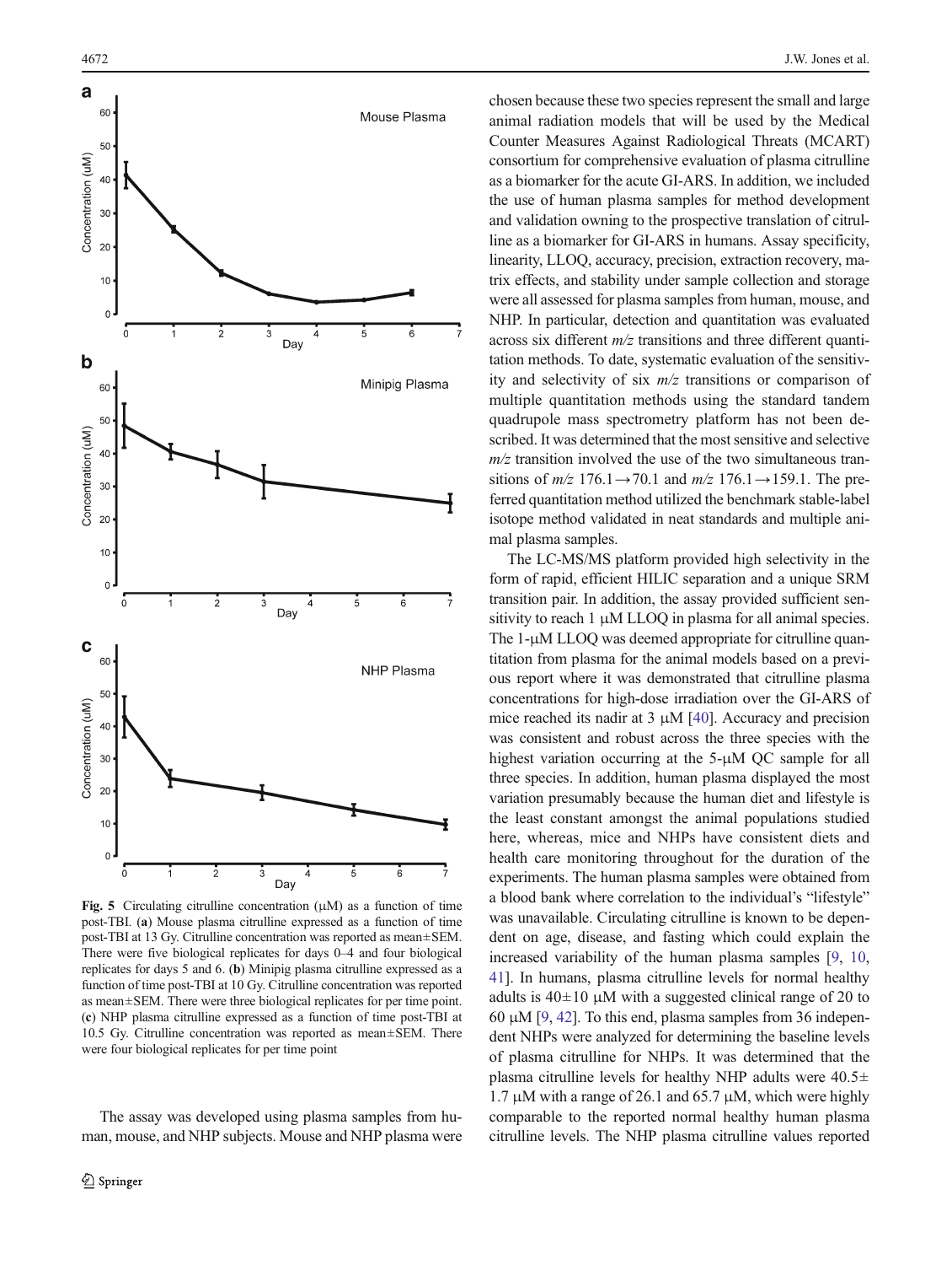**Fig. 5** Circulating citrulline concentration (μM) as a function of time post-TBI. (**a**) Mouse plasma citrulline expressed as a function of time post-TBI at 13 Gy. Citrulline concentration was reported as mean±SEM. There were five biological replicates for days 0–4 and four biological replicates for days 5 and 6. (**b**) Minipig plasma citrulline expressed as a function of time post-TBI at 10 Gy. Citrulline concentration was reported as mean±SEM. There were three biological replicates for per time point. (**c**) NHP plasma citrulline expressed as a function of time post-TBI at 10.5 Gy. Citrulline concentration was reported as mean±SEM. There were four biological replicates for per time point

The assay was developed using plasma samples from human, mouse, and NHP subjects. Mouse and NHP plasma were chosen because these two species represent the small and large animal radiation models that will be used by the Medical Counter Measures Against Radiological Threats (MCART) consortium for comprehensive evaluation of plasma citrulline as a biomarker for the acute GI-ARS. In addition, we included the use of human plasma samples for method development and validation owning to the prospective translation of citrulline as a biomarker for GI-ARS in humans. Assay specificity, linearity, LLOQ, accuracy, precision, extraction recovery, matrix effects, and stability under sample collection and storage were all assessed for plasma samples from human, mouse, and NHP. In particular, detection and quantitation was evaluated across six different *m/z* transitions and three different quantitation methods. To date, systematic evaluation of the sensitivity and selectivity of six *m/z* transitions or comparison of multiple quantitation methods using the standard tandem quadrupole mass spectrometry platform has not been described. It was determined that the most sensitive and selective *m/z* transition involved the use of the two simultaneous transitions of *m/z* 176.1→70.1 and *m/z* 176.1→159.1. The preferred quantitation method utilized the benchmark stable-label isotope method validated in neat standards and multiple animal plasma samples.

The LC-MS/MS platform provided high selectivity in the form of rapid, efficient HILIC separation and a unique SRM transition pair. In addition, the assay provided sufficient sensitivity to reach 1 μM LLOQ in plasma for all animal species. The 1-μM LLOQ was deemed appropriate for citrulline quantitation from plasma for the animal models based on a previous report where it was demonstrated that citrulline plasma concentrations for high-dose irradiation over the GI-ARS of mice reached its nadir at 3 μM [40]. Accuracy and precision was consistent and robust across the three species with the highest variation occurring at the 5-μM QC sample for all three species. In addition, human plasma displayed the most variation presumably because the human diet and lifestyle is the least constant amongst the animal populations studied here, whereas, mice and NHPs have consistent diets and health care monitoring throughout for the duration of the experiments. The human plasma samples were obtained from a blood bank where correlation to the individual's "lifestyle" was unavailable. Circulating citrulline is known to be dependent on age, disease, and fasting which could explain the increased variability of the human plasma samples [9, 10, 41]. In humans, plasma citrulline levels for normal healthy adults is 40±10 μM with a suggested clinical range of 20 to 60 μM [9, 42]. To this end, plasma samples from 36 independent NHPs were analyzed for determining the baseline levels of plasma citrulline for NHPs. It was determined that the plasma citrulline levels for healthy NHP adults were 40.5± 1.7 μM with a range of 26.1 and 65.7 μM, which were highly comparable to the reported normal healthy human plasma citrulline levels. The NHP plasma citrulline values reported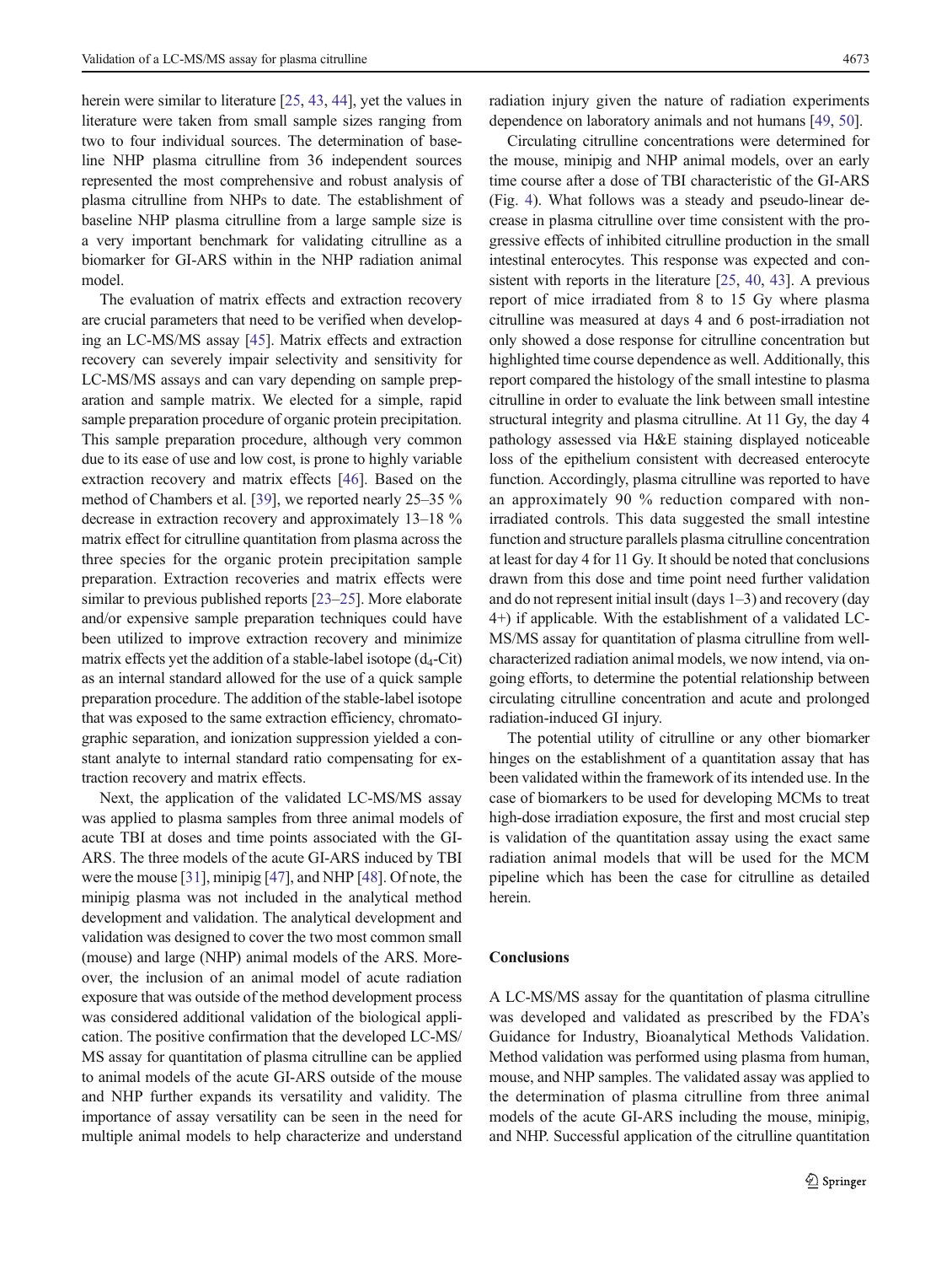herein were similar to literature [25, 43, 44], yet the values in literature were taken from small sample sizes ranging from two to four individual sources. The determination of baseline NHP plasma citrulline from 36 independent sources represented the most comprehensive and robust analysis of plasma citrulline from NHPs to date. The establishment of baseline NHP plasma citrulline from a large sample size is a very important benchmark for validating citrulline as a biomarker for GI-ARS within in the NHP radiation animal model.

The evaluation of matrix effects and extraction recovery are crucial parameters that need to be verified when developing an LC-MS/MS assay [45]. Matrix effects and extraction recovery can severely impair selectivity and sensitivity for LC-MS/MS assays and can vary depending on sample preparation and sample matrix. We elected for a simple, rapid sample preparation procedure of organic protein precipitation. This sample preparation procedure, although very common due to its ease of use and low cost, is prone to highly variable extraction recovery and matrix effects [46]. Based on the method of Chambers et al. [39], we reported nearly 25–35 % decrease in extraction recovery and approximately 13–18 % matrix effect for citrulline quantitation from plasma across the three species for the organic protein precipitation sample preparation. Extraction recoveries and matrix effects were similar to previous published reports [23–25]. More elaborate and/or expensive sample preparation techniques could have been utilized to improve extraction recovery and minimize matrix effects yet the addition of a stable-label isotope ($d_4$-Cit) as an internal standard allowed for the use of a quick sample preparation procedure. The addition of the stable-label isotope that was exposed to the same extraction efficiency, chromatographic separation, and ionization suppression yielded a constant analyte to internal standard ratio compensating for extraction recovery and matrix effects.

Next, the application of the validated LC-MS/MS assay was applied to plasma samples from three animal models of acute TBI at doses and time points associated with the GI-ARS. The three models of the acute GI-ARS induced by TBI were the mouse [31], minipig [47], and NHP [48]. Of note, the minipig plasma was not included in the analytical method development and validation. The analytical development and validation was designed to cover the two most common small (mouse) and large (NHP) animal models of the ARS. Moreover, the inclusion of an animal model of acute radiation exposure that was outside of the method development process was considered additional validation of the biological application. The positive confirmation that the developed LC-MS/MS assay for quantitation of plasma citrulline can be applied to animal models of the acute GI-ARS outside of the mouse and NHP further expands its versatility and validity. The importance of assay versatility can be seen in the need for multiple animal models to help characterize and understand radiation injury given the nature of radiation experiments dependence on laboratory animals and not humans [49, 50].

Circulating citrulline concentrations were determined for the mouse, minipig and NHP animal models, over an early time course after a dose of TBI characteristic of the GI-ARS (Fig. 4). What follows was a steady and pseudo-linear decrease in plasma citrulline over time consistent with the progressive effects of inhibited citrulline production in the small intestinal enterocytes. This response was expected and consistent with reports in the literature [25, 40, 43]. A previous report of mice irradiated from 8 to 15 Gy where plasma citrulline was measured at days 4 and 6 post-irradiation not only showed a dose response for citrulline concentration but highlighted time course dependence as well. Additionally, this report compared the histology of the small intestine to plasma citrulline in order to evaluate the link between small intestine structural integrity and plasma citrulline. At 11 Gy, the day 4 pathology assessed via H&E staining displayed noticeable loss of the epithelium consistent with decreased enterocyte function. Accordingly, plasma citrulline was reported to have an approximately 90 % reduction compared with non-irradiated controls. This data suggested the small intestine function and structure parallels plasma citrulline concentration at least for day 4 for 11 Gy. It should be noted that conclusions drawn from this dose and time point need further validation and do not represent initial insult (days 1–3) and recovery (day 4+) if applicable. With the establishment of a validated LC-MS/MS assay for quantitation of plasma citrulline from well-characterized radiation animal models, we now intend, via on-going efforts, to determine the potential relationship between circulating citrulline concentration and acute and prolonged radiation-induced GI injury.

The potential utility of citrulline or any other biomarker hinges on the establishment of a quantitation assay that has been validated within the framework of its intended use. In the case of biomarkers to be used for developing MCMs to treat high-dose irradiation exposure, the first and most crucial step is validation of the quantitation assay using the exact same radiation animal models that will be used for the MCM pipeline which has been the case for citrulline as detailed herein.

## Conclusions

A LC-MS/MS assay for the quantitation of plasma citrulline was developed and validated as prescribed by the FDA's Guidance for Industry, Bioanalytical Methods Validation. Method validation was performed using plasma from human, mouse, and NHP samples. The validated assay was applied to the determination of plasma citrulline from three animal models of the acute GI-ARS including the mouse, minipig, and NHP. Successful application of the citrulline quantitation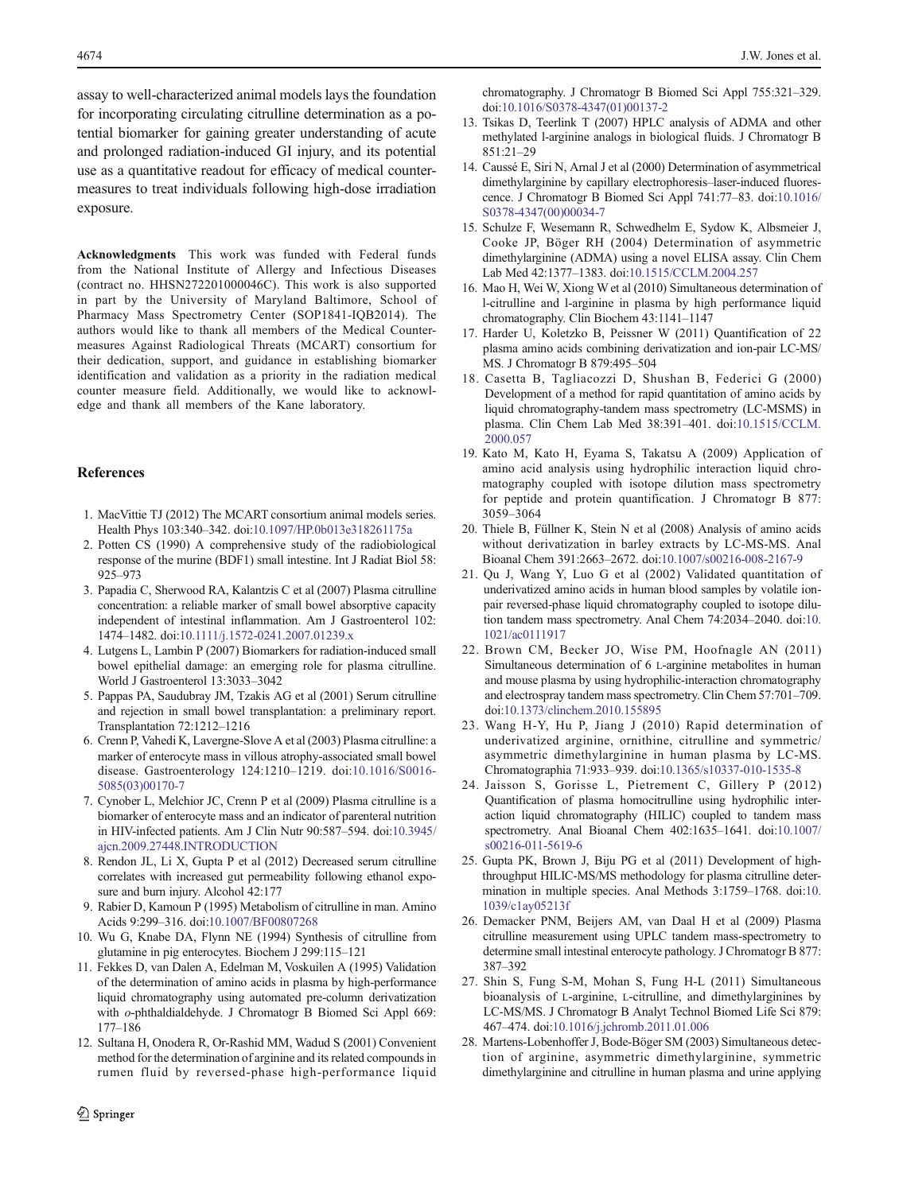assay to well-characterized animal models lays the foundation for incorporating circulating citrulline determination as a potential biomarker for gaining greater understanding of acute and prolonged radiation-induced GI injury, and its potential use as a quantitative readout for efficacy of medical countermeasures to treat individuals following high-dose irradiation exposure.

**Acknowledgments** This work was funded with Federal funds from the National Institute of Allergy and Infectious Diseases (contract no. HHSN272201000046C). This work is also supported in part by the University of Maryland Baltimore, School of Pharmacy Mass Spectrometry Center (SOP1841-IQB2014). The authors would like to thank all members of the Medical Countermeasures Against Radiological Threats (MCART) consortium for their dedication, support, and guidance in establishing biomarker identification and validation as a priority in the radiation medical counter measure field. Additionally, we would like to acknowledge and thank all members of the Kane laboratory.

## References

1. MacVittie TJ (2012) The MCART consortium animal models series. Health Phys 103:340–342. doi:10.1097/HP.0b013e318261175a
2. Potten CS (1990) A comprehensive study of the radiobiological response of the murine (BDF1) small intestine. Int J Radiat Biol 58: 925–973
3. Papadia C, Sherwood RA, Kalantzis C et al (2007) Plasma citrulline concentration: a reliable marker of small bowel absorptive capacity independent of intestinal inflammation. Am J Gastroenterol 102: 1474–1482. doi:10.1111/j.1572-0241.2007.01239.x
4. Lutgens L, Lambin P (2007) Biomarkers for radiation-induced small bowel epithelial damage: an emerging role for plasma citrulline. World J Gastroenterol 13:3033–3042
5. Pappas PA, Saudubray JM, Tzakis AG et al (2001) Serum citrulline and rejection in small bowel transplantation: a preliminary report. Transplantation 72:1212–1216
6. Crenn P, Vahedi K, Lavergne-Slove A et al (2003) Plasma citrulline: a marker of enterocyte mass in villous atrophy-associated small bowel disease. Gastroenterology 124:1210–1219. doi:10.1016/S0016-5085(03)00170-7
7. Cynober L, Melchior JC, Crenn P et al (2009) Plasma citrulline is a biomarker of enterocyte mass and an indicator of parenteral nutrition in HIV-infected patients. Am J Clin Nutr 90:587–594. doi:10.3945/ajcn.2009.27448.INTRODUCTION
8. Rendon JL, Li X, Gupta P et al (2012) Decreased serum citrulline correlates with increased gut permeability following ethanol exposure and burn injury. Alcohol 42:177
9. Rabier D, Kamoun P (1995) Metabolism of citrulline in man. Amino Acids 9:299–316. doi:10.1007/BF00807268
10. Wu G, Knabe DA, Flynn NE (1994) Synthesis of citrulline from glutamine in pig enterocytes. Biochem J 299:115–121
11. Fekkes D, van Dalen A, Edelman M, Voskuilen A (1995) Validation of the determination of amino acids in plasma by high-performance liquid chromatography using automated pre-column derivatization with *o*-phthaldialdehyde. J Chromatogr B Biomed Sci Appl 669: 177–186
12. Sultana H, Onodera R, Or-Rashid MM, Wadud S (2001) Convenient method for the determination of arginine and its related compounds in rumen fluid by reversed-phase high-performance liquid chromatography. J Chromatogr B Biomed Sci Appl 755:321–329. doi:10.1016/S0378-4347(01)00137-2
13. Tsikas D, Teerlink T (2007) HPLC analysis of ADMA and other methylated l-arginine analogs in biological fluids. J Chromatogr B 851:21–29
14. Caussé E, Siri N, Arnal J et al (2000) Determination of asymmetrical dimethylarginine by capillary electrophoresis–laser-induced fluorescence. J Chromatogr B Biomed Sci Appl 741:77–83. doi:10.1016/S0378-4347(00)00034-7
15. Schulze F, Wesemann R, Schwedhelm E, Sydow K, Albsmeier J, Cooke JP, Böger RH (2004) Determination of asymmetric dimethylarginine (ADMA) using a novel ELISA assay. Clin Chem Lab Med 42:1377–1383. doi:10.1515/CCLM.2004.257
16. Mao H, Wei W, Xiong W et al (2010) Simultaneous determination of l-citrulline and l-arginine in plasma by high performance liquid chromatography. Clin Biochem 43:1141–1147
17. Harder U, Koletzko B, Peissner W (2011) Quantification of 22 plasma amino acids combining derivatization and ion-pair LC-MS/MS. J Chromatogr B 879:495–504
18. Casetta B, Tagliacozzi D, Shushan B, Federici G (2000) Development of a method for rapid quantitation of amino acids by liquid chromatography-tandem mass spectrometry (LC-MSMS) in plasma. Clin Chem Lab Med 38:391–401. doi:10.1515/CCLM.2000.057
19. Kato M, Kato H, Eyama S, Takatsu A (2009) Application of amino acid analysis using hydrophilic interaction liquid chromatography coupled with isotope dilution mass spectrometry for peptide and protein quantification. J Chromatogr B 877: 3059–3064
20. Thiele B, Füllner K, Stein N et al (2008) Analysis of amino acids without derivatization in barley extracts by LC-MS-MS. Anal Bioanal Chem 391:2663–2672. doi:10.1007/s00216-008-2167-9
21. Qu J, Wang Y, Luo G et al (2002) Validated quantitation of underivatized amino acids in human blood samples by volatile ion-pair reversed-phase liquid chromatography coupled to isotope dilution tandem mass spectrometry. Anal Chem 74:2034–2040. doi:10.1021/ac0111917
22. Brown CM, Becker JO, Wise PM, Hoofnagle AN (2011) Simultaneous determination of 6 L-arginine metabolites in human and mouse plasma by using hydrophilic-interaction chromatography and electrospray tandem mass spectrometry. Clin Chem 57:701–709. doi:10.1373/clinchem.2010.155895
23. Wang H-Y, Hu P, Jiang J (2010) Rapid determination of underivatized arginine, ornithine, citrulline and symmetric/asymmetric dimethylarginine in human plasma by LC-MS. Chromatographia 71:933–939. doi:10.1365/s10337-010-1535-8
24. Jaisson S, Gorisse L, Pietrement C, Gillery P (2012) Quantification of plasma homocitrulline using hydrophilic interaction liquid chromatography (HILIC) coupled to tandem mass spectrometry. Anal Bioanal Chem 402:1635–1641. doi:10.1007/s00216-011-5619-6
25. Gupta PK, Brown J, Biju PG et al (2011) Development of high-throughput HILIC-MS/MS methodology for plasma citrulline determination in multiple species. Anal Methods 3:1759–1768. doi:10.1039/c1ay05213f
26. Demacker PNM, Beijers AM, van Daal H et al (2009) Plasma citrulline measurement using UPLC tandem mass-spectrometry to determine small intestinal enterocyte pathology. J Chromatogr B 877: 387–392
27. Shin S, Fung S-M, Mohan S, Fung H-L (2011) Simultaneous bioanalysis of L-arginine, L-citrulline, and dimethylarginines by LC-MS/MS. J Chromatogr B Analyt Technol Biomed Life Sci 879: 467–474. doi:10.1016/j.jchromb.2011.01.006
28. Martens-Lobenhoffer J, Bode-Böger SM (2003) Simultaneous detection of arginine, asymmetric dimethylarginine, symmetric dimethylarginine and citrulline in human plasma and urine applying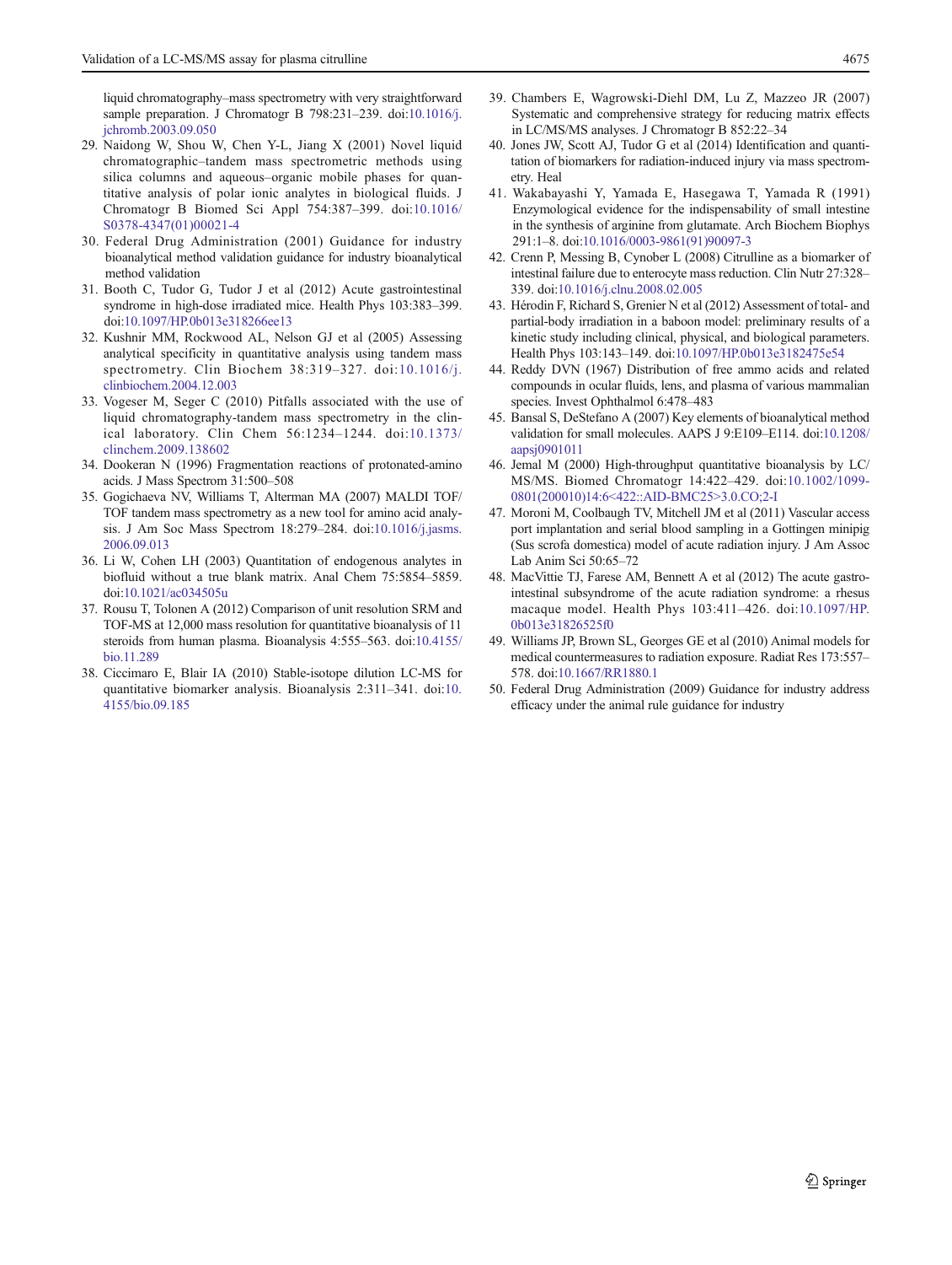liquid chromatography–mass spectrometry with very straightforward sample preparation. J Chromatogr B 798:231–239. doi:10.1016/j.jchromb.2003.09.050

29. Naidong W, Shou W, Chen Y-L, Jiang X (2001) Novel liquid chromatographic–tandem mass spectrometric methods using silica columns and aqueous–organic mobile phases for quantitative analysis of polar ionic analytes in biological fluids. J Chromatogr B Biomed Sci Appl 754:387–399. doi:10.1016/S0378-4347(01)00021-4
30. Federal Drug Administration (2001) Guidance for industry bioanalytical method validation guidance for industry bioanalytical method validation
31. Booth C, Tudor G, Tudor J et al (2012) Acute gastrointestinal syndrome in high-dose irradiated mice. Health Phys 103:383–399. doi:10.1097/HP.0b013e318266ee13
32. Kushnir MM, Rockwood AL, Nelson GJ et al (2005) Assessing analytical specificity in quantitative analysis using tandem mass spectrometry. Clin Biochem 38:319–327. doi:10.1016/j.clinbiochem.2004.12.003
33. Vogeser M, Seger C (2010) Pitfalls associated with the use of liquid chromatography-tandem mass spectrometry in the clinical laboratory. Clin Chem 56:1234–1244. doi:10.1373/clinchem.2009.138602
34. Dookeran N (1996) Fragmentation reactions of protonated-amino acids. J Mass Spectrom 31:500–508
35. Gogichaeva NV, Williams T, Alterman MA (2007) MALDI TOF/TOF tandem mass spectrometry as a new tool for amino acid analysis. J Am Soc Mass Spectrom 18:279–284. doi:10.1016/j.jasms.2006.09.013
36. Li W, Cohen LH (2003) Quantitation of endogenous analytes in biofluid without a true blank matrix. Anal Chem 75:5854–5859. doi:10.1021/ac034505u
37. Rousu T, Tolonen A (2012) Comparison of unit resolution SRM and TOF-MS at 12,000 mass resolution for quantitative bioanalysis of 11 steroids from human plasma. Bioanalysis 4:555–563. doi:10.4155/bio.11.289
38. Ciccimaro E, Blair IA (2010) Stable-isotope dilution LC-MS for quantitative biomarker analysis. Bioanalysis 2:311–341. doi:10.4155/bio.09.185
39. Chambers E, Wagrowski-Diehl DM, Lu Z, Mazzeo JR (2007) Systematic and comprehensive strategy for reducing matrix effects in LC/MS/MS analyses. J Chromatogr B 852:22–34
40. Jones JW, Scott AJ, Tudor G et al (2014) Identification and quantitation of biomarkers for radiation-induced injury via mass spectrometry. Heal
41. Wakabayashi Y, Yamada E, Hasegawa T, Yamada R (1991) Enzymological evidence for the indispensability of small intestine in the synthesis of arginine from glutamate. Arch Biochem Biophys 291:1–8. doi:10.1016/0003-9861(91)90097-3
42. Crenn P, Messing B, Cynober L (2008) Citrulline as a biomarker of intestinal failure due to enterocyte mass reduction. Clin Nutr 27:328–339. doi:10.1016/j.clnu.2008.02.005
43. Hérodin F, Richard S, Grenier N et al (2012) Assessment of total- and partial-body irradiation in a baboon model: preliminary results of a kinetic study including clinical, physical, and biological parameters. Health Phys 103:143–149. doi:10.1097/HP.0b013e3182475e54
44. Reddy DVN (1967) Distribution of free ammo acids and related compounds in ocular fluids, lens, and plasma of various mammalian species. Invest Ophthalmol 6:478–483
45. Bansal S, DeStefano A (2007) Key elements of bioanalytical method validation for small molecules. AAPS J 9:E109–E114. doi:10.1208/aapsj0901011
46. Jemal M (2000) High-throughput quantitative bioanalysis by LC/MS/MS. Biomed Chromatogr 14:422–429. doi:10.1002/1099-0801(200010)14:6<422::AID-BMC25>3.0.CO;2-I
47. Moroni M, Coolbaugh TV, Mitchell JM et al (2011) Vascular access port implantation and serial blood sampling in a Gottingen minipig (Sus scrofa domestica) model of acute radiation injury. J Am Assoc Lab Anim Sci 50:65–72
48. MacVittie TJ, Farese AM, Bennett A et al (2012) The acute gastrointestinal subsyndrome of the acute radiation syndrome: a rhesus macaque model. Health Phys 103:411–426. doi:10.1097/HP.0b013e31826525f0
49. Williams JP, Brown SL, Georges GE et al (2010) Animal models for medical countermeasures to radiation exposure. Radiat Res 173:557–578. doi:10.1667/RR1880.1
50. Federal Drug Administration (2009) Guidance for industry address efficacy under the animal rule guidance for industry